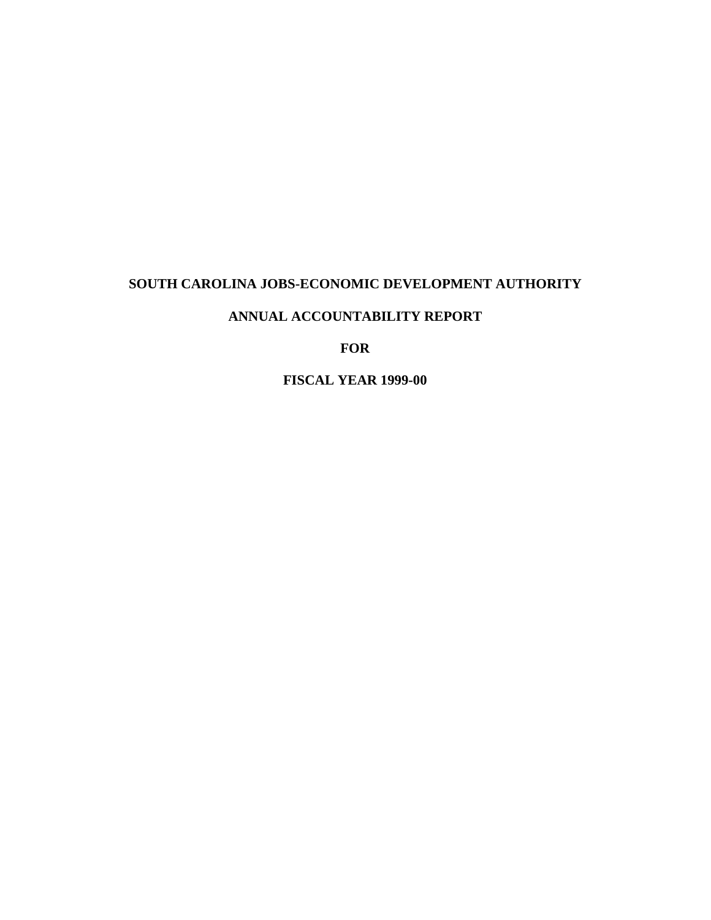# SOUTH CAROLINA JOBS-ECONOMIC DEVELOPMENT AUTHORITY

# ANNUAL ACCOUNTABILITY REPORT

# FOR

# FISCAL YEAR 1999-00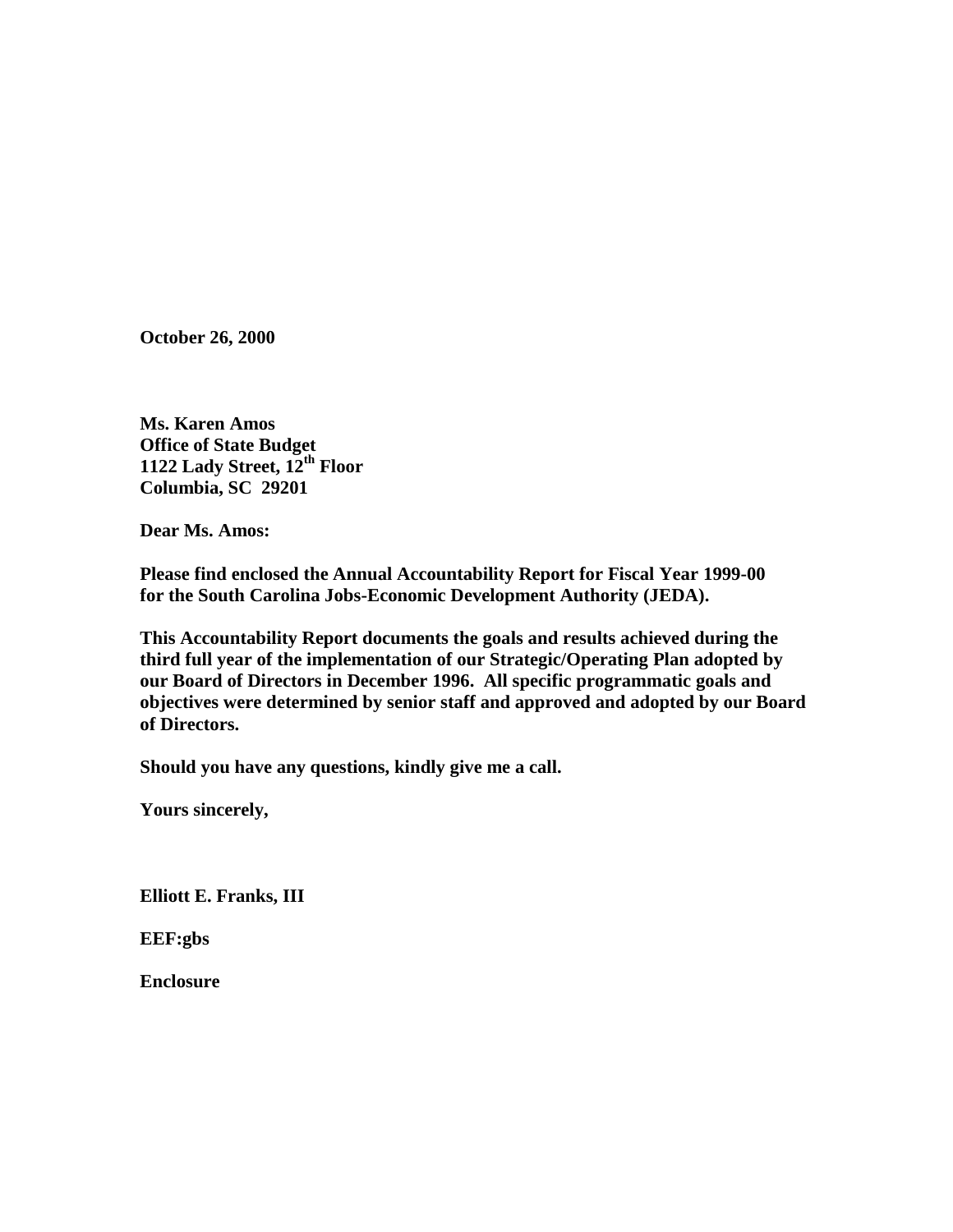**October 26, 2000**

**Ms. Karen Amos**
**Office of State Budget**
**1122 Lady Street, 12th Floor**
**Columbia, SC  29201**

**Dear Ms. Amos:**

**Please find enclosed the Annual Accountability Report for Fiscal Year 1999-00 for the South Carolina Jobs-Economic Development Authority (JEDA).**

**This Accountability Report documents the goals and results achieved during the third full year of the implementation of our Strategic/Operating Plan adopted by our Board of Directors in December 1996.  All specific programmatic goals and objectives were determined by senior staff and approved and adopted by our Board of Directors.**

**Should you have any questions, kindly give me a call.**

**Yours sincerely,**

**Elliott E. Franks, III**

**EEF:gbs**

**Enclosure**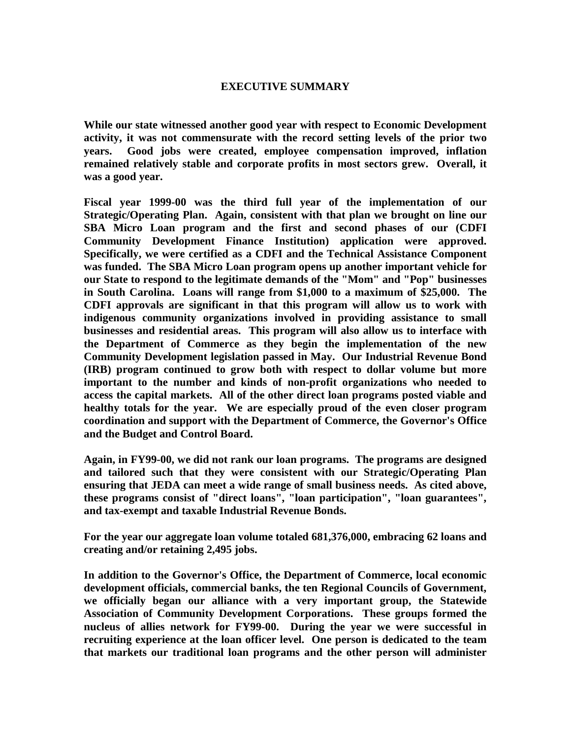# EXECUTIVE SUMMARY

**While our state witnessed another good year with respect to Economic Development activity, it was not commensurate with the record setting levels of the prior two years. Good jobs were created, employee compensation improved, inflation remained relatively stable and corporate profits in most sectors grew. Overall, it was a good year.**

**Fiscal year 1999-00 was the third full year of the implementation of our Strategic/Operating Plan. Again, consistent with that plan we brought on line our SBA Micro Loan program and the first and second phases of our (CDFI Community Development Finance Institution) application were approved. Specifically, we were certified as a CDFI and the Technical Assistance Component was funded. The SBA Micro Loan program opens up another important vehicle for our State to respond to the legitimate demands of the "Mom" and "Pop" businesses in South Carolina. Loans will range from $1,000 to a maximum of $25,000. The CDFI approvals are significant in that this program will allow us to work with indigenous community organizations involved in providing assistance to small businesses and residential areas. This program will also allow us to interface with the Department of Commerce as they begin the implementation of the new Community Development legislation passed in May. Our Industrial Revenue Bond (IRB) program continued to grow both with respect to dollar volume but more important to the number and kinds of non-profit organizations who needed to access the capital markets. All of the other direct loan programs posted viable and healthy totals for the year. We are especially proud of the even closer program coordination and support with the Department of Commerce, the Governor's Office and the Budget and Control Board.**

**Again, in FY99-00, we did not rank our loan programs. The programs are designed and tailored such that they were consistent with our Strategic/Operating Plan ensuring that JEDA can meet a wide range of small business needs. As cited above, these programs consist of "direct loans", "loan participation", "loan guarantees", and tax-exempt and taxable Industrial Revenue Bonds.**

**For the year our aggregate loan volume totaled 681,376,000, embracing 62 loans and creating and/or retaining 2,495 jobs.**

**In addition to the Governor's Office, the Department of Commerce, local economic development officials, commercial banks, the ten Regional Councils of Government, we officially began our alliance with a very important group, the Statewide Association of Community Development Corporations. These groups formed the nucleus of allies network for FY99-00. During the year we were successful in recruiting experience at the loan officer level. One person is dedicated to the team that markets our traditional loan programs and the other person will administer**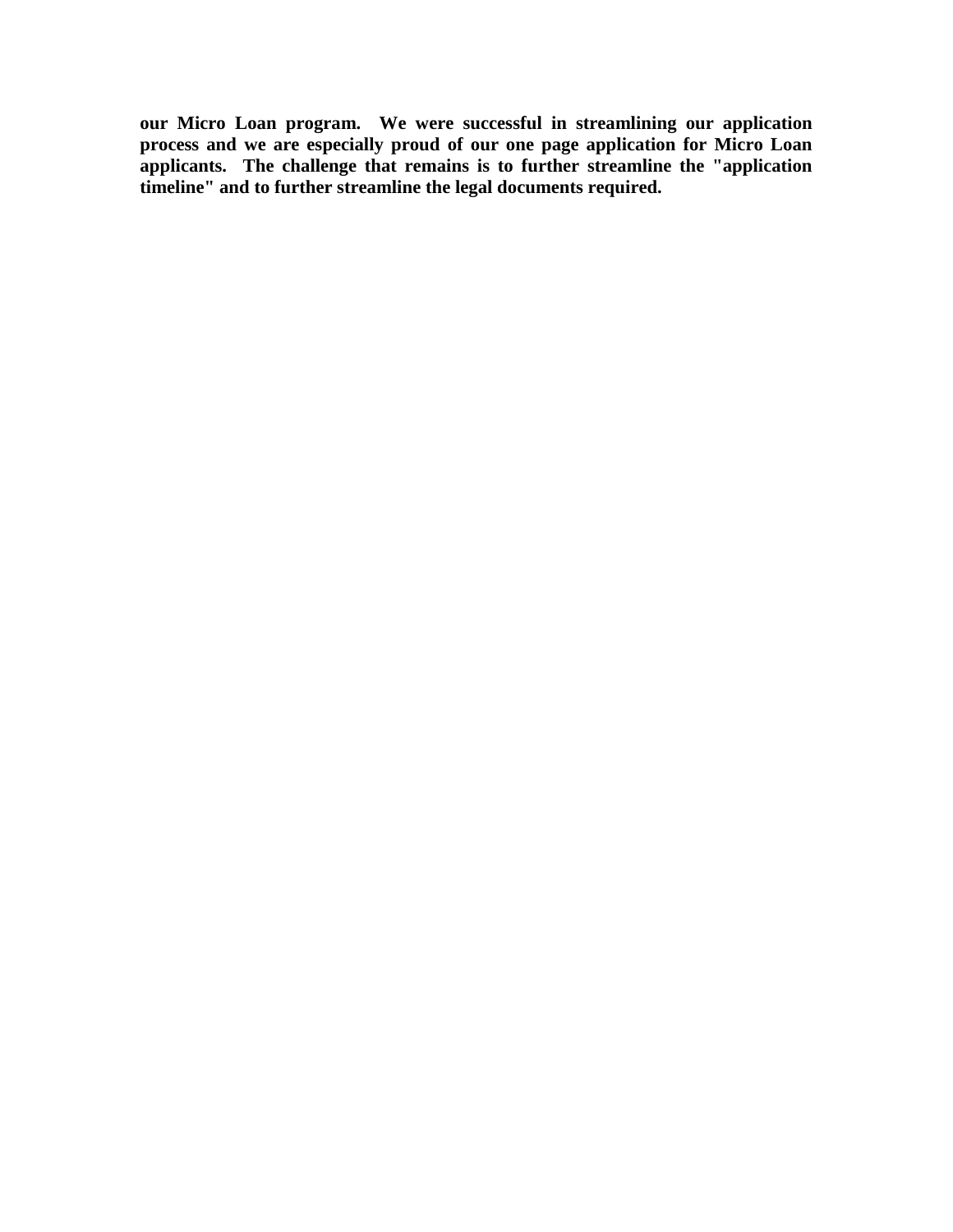**our Micro Loan program. We were successful in streamlining our application process and we are especially proud of our one page application for Micro Loan applicants. The challenge that remains is to further streamline the "application timeline" and to further streamline the legal documents required.**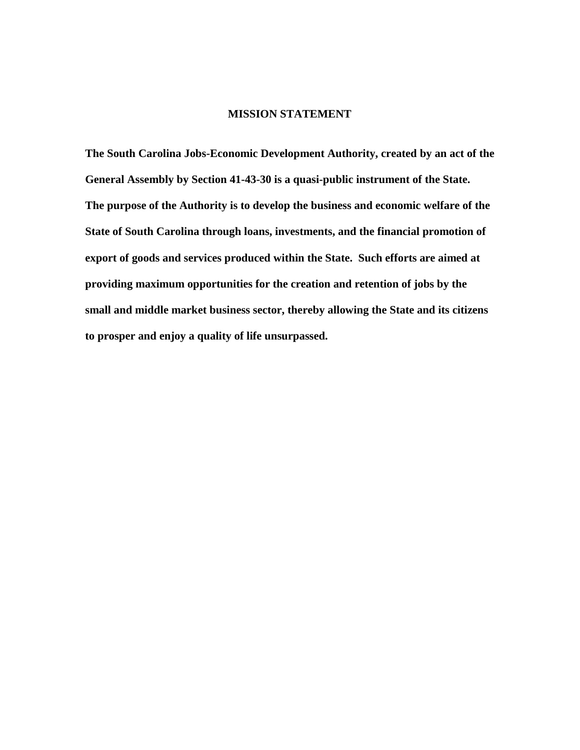# MISSION STATEMENT

**The South Carolina Jobs-Economic Development Authority, created by an act of the General Assembly by Section 41-43-30 is a quasi-public instrument of the State. The purpose of the Authority is to develop the business and economic welfare of the State of South Carolina through loans, investments, and the financial promotion of export of goods and services produced within the State. Such efforts are aimed at providing maximum opportunities for the creation and retention of jobs by the small and middle market business sector, thereby allowing the State and its citizens to prosper and enjoy a quality of life unsurpassed.**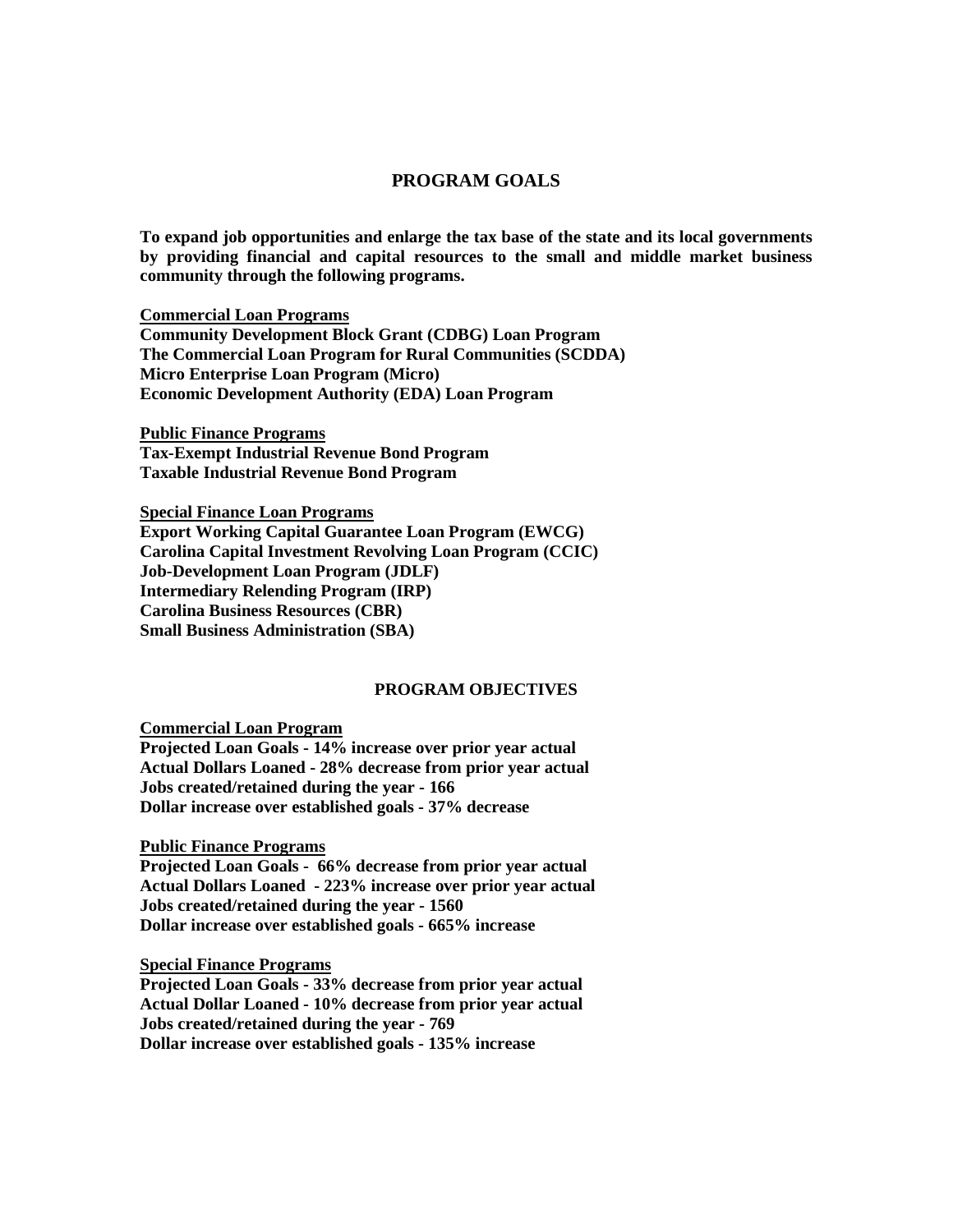## PROGRAM GOALS

**To expand job opportunities and enlarge the tax base of the state and its local governments by providing financial and capital resources to the small and middle market business community through the following programs.**

**Commercial Loan Programs**
**Community Development Block Grant (CDBG) Loan Program**
**The Commercial Loan Program for Rural Communities (SCDDA)**
**Micro Enterprise Loan Program (Micro)**
**Economic Development Authority (EDA) Loan Program**

**Public Finance Programs**
**Tax-Exempt Industrial Revenue Bond Program**
**Taxable Industrial Revenue Bond Program**

**Special Finance Loan Programs**
**Export Working Capital Guarantee Loan Program (EWCG)**
**Carolina Capital Investment Revolving Loan Program (CCIC)**
**Job-Development Loan Program (JDLF)**
**Intermediary Relending Program (IRP)**
**Carolina Business Resources (CBR)**
**Small Business Administration (SBA)**

## PROGRAM OBJECTIVES

**Commercial Loan Program**
**Projected Loan Goals - 14% increase over prior year actual**
**Actual Dollars Loaned - 28% decrease from prior year actual**
**Jobs created/retained during the year - 166**
**Dollar increase over established goals - 37% decrease**

**Public Finance Programs**
**Projected Loan Goals - 66% decrease from prior year actual**
**Actual Dollars Loaned - 223% increase over prior year actual**
**Jobs created/retained during the year - 1560**
**Dollar increase over established goals - 665% increase**

**Special Finance Programs**
**Projected Loan Goals - 33% decrease from prior year actual**
**Actual Dollar Loaned - 10% decrease from prior year actual**
**Jobs created/retained during the year - 769**
**Dollar increase over established goals - 135% increase**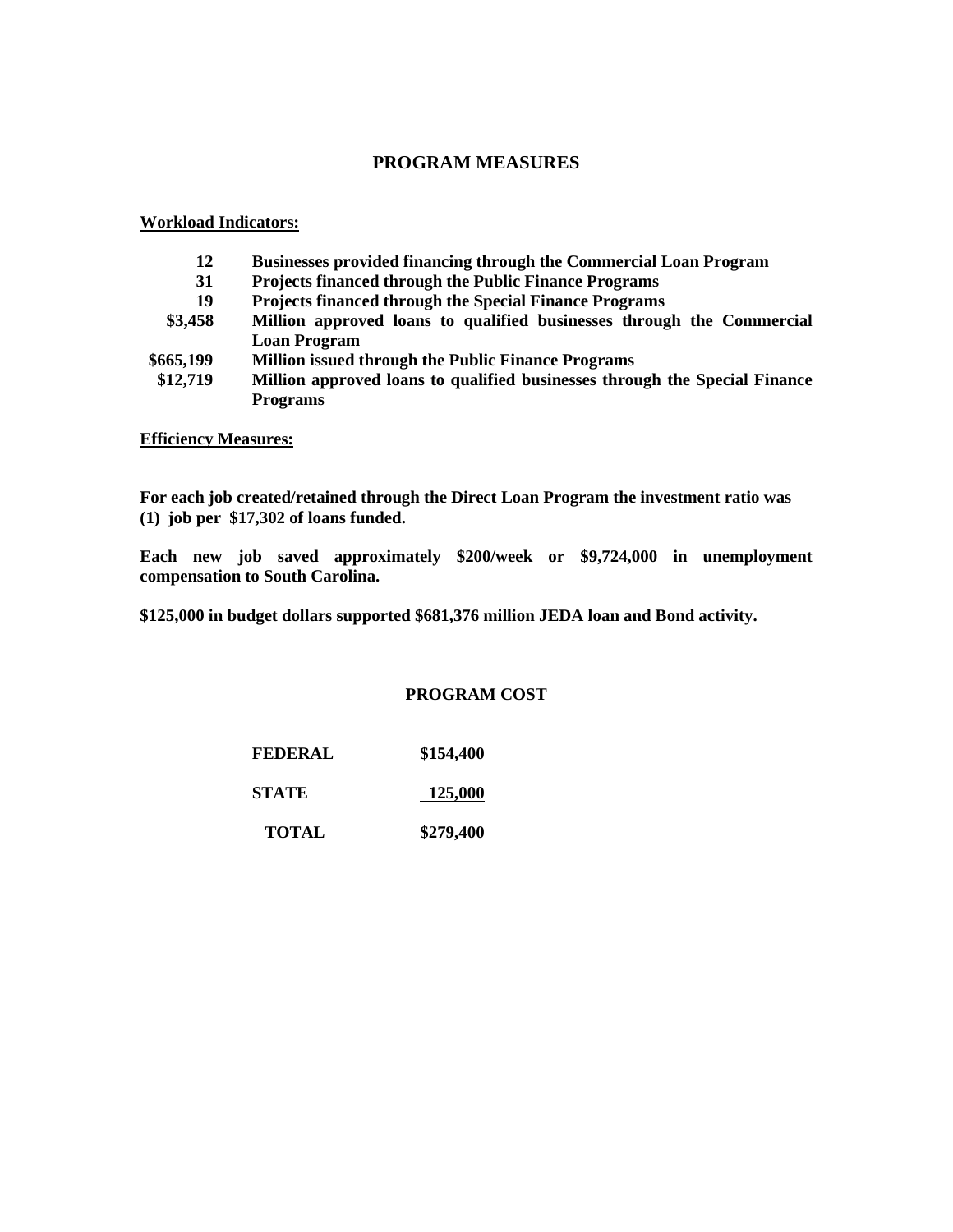## PROGRAM MEASURES

**Workload Indicators:**

| | |
|---|---|
| **12** | **Businesses provided financing through the Commercial Loan Program** |
| **31** | **Projects financed through the Public Finance Programs** |
| **19** | **Projects financed through the Special Finance Programs** |
| **$3,458** | **Million approved loans to qualified businesses through the Commercial Loan Program** |
| **$665,199** | **Million issued through the Public Finance Programs** |
| **$12,719** | **Million approved loans to qualified businesses through the Special Finance Programs** |

**Efficiency Measures:**

**For each job created/retained through the Direct Loan Program the investment ratio was (1) job per $17,302 of loans funded.**

**Each new job saved approximately $200/week or $9,724,000 in unemployment compensation to South Carolina.**

**$125,000 in budget dollars supported $681,376 million JEDA loan and Bond activity.**

## PROGRAM COST

| | |
|---|---|
| **FEDERAL** | **$154,400** |
| **STATE** | **125,000** |
| **TOTAL** | **$279,400** |